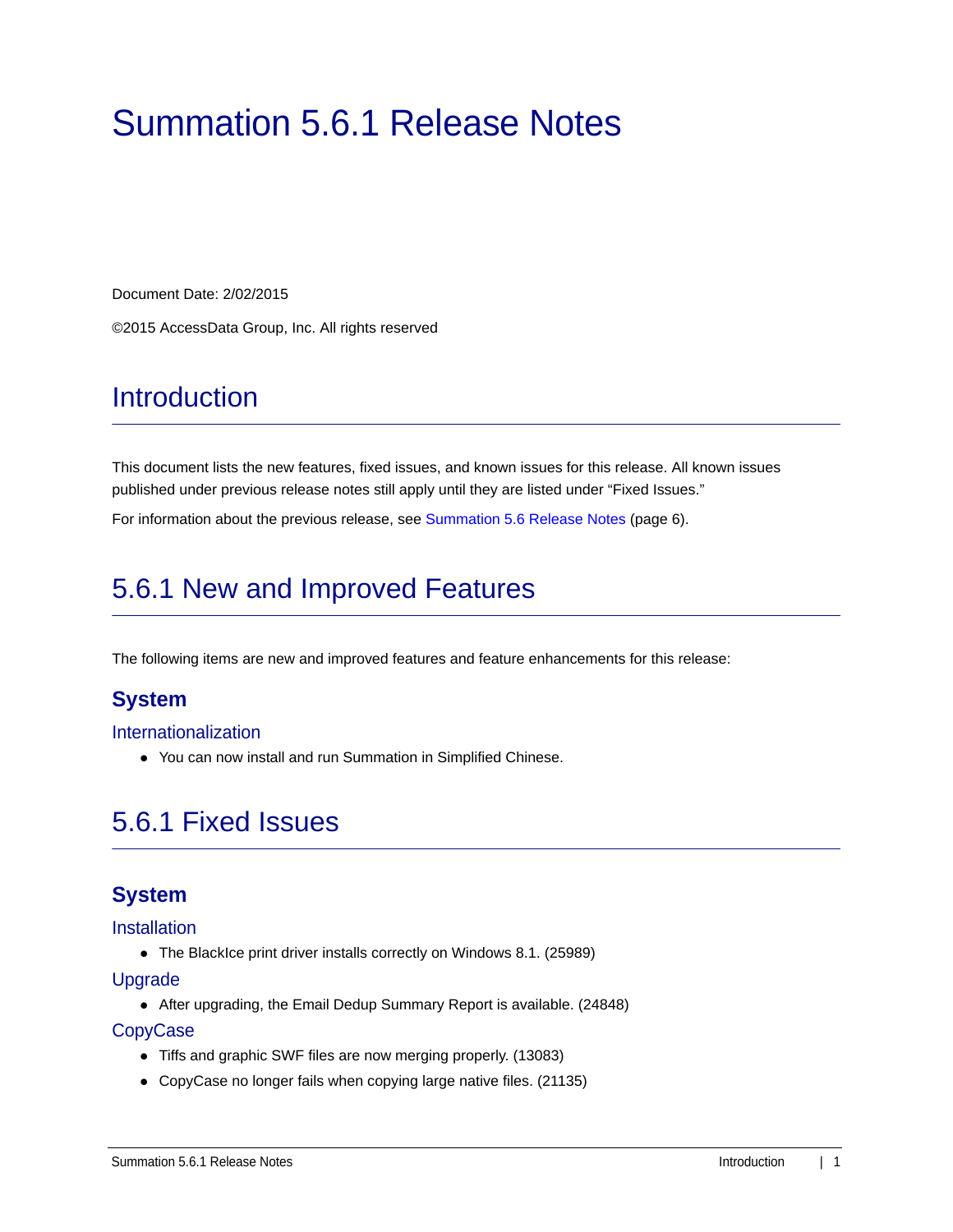# Summation 5.6.1 Release Notes

Document Date: 2/02/2015

©2015 AccessData Group, Inc. All rights reserved

## Introduction

This document lists the new features, fixed issues, and known issues for this release. All known issues published under previous release notes still apply until they are listed under "Fixed Issues."

For information about the previous release, see Summation 5.6 Release Notes (page 6).

## 5.6.1 New and Improved Features

The following items are new and improved features and feature enhancements for this release:

### System

#### Internationalization

- You can now install and run Summation in Simplified Chinese.

## 5.6.1 Fixed Issues

### System

#### Installation

- The BlackIce print driver installs correctly on Windows 8.1. (25989)

#### Upgrade

- After upgrading, the Email Dedup Summary Report is available. (24848)

#### CopyCase

- Tiffs and graphic SWF files are now merging properly. (13083)
- CopyCase no longer fails when copying large native files. (21135)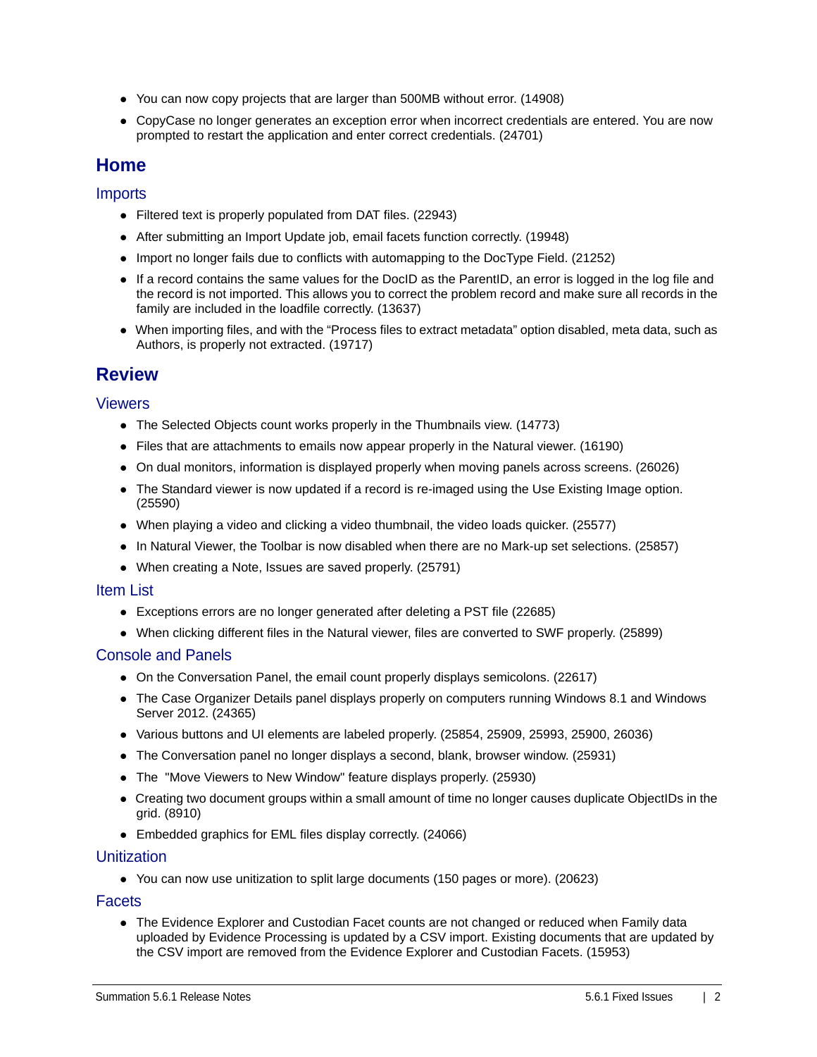- You can now copy projects that are larger than 500MB without error. (14908)
- CopyCase no longer generates an exception error when incorrect credentials are entered. You are now prompted to restart the application and enter correct credentials. (24701)

## Home

### Imports

- Filtered text is properly populated from DAT files. (22943)
- After submitting an Import Update job, email facets function correctly. (19948)
- Import no longer fails due to conflicts with automapping to the DocType Field. (21252)
- If a record contains the same values for the DocID as the ParentID, an error is logged in the log file and the record is not imported. This allows you to correct the problem record and make sure all records in the family are included in the loadfile correctly. (13637)
- When importing files, and with the "Process files to extract metadata" option disabled, meta data, such as Authors, is properly not extracted. (19717)

## Review

### Viewers

- The Selected Objects count works properly in the Thumbnails view. (14773)
- Files that are attachments to emails now appear properly in the Natural viewer. (16190)
- On dual monitors, information is displayed properly when moving panels across screens. (26026)
- The Standard viewer is now updated if a record is re-imaged using the Use Existing Image option. (25590)
- When playing a video and clicking a video thumbnail, the video loads quicker. (25577)
- In Natural Viewer, the Toolbar is now disabled when there are no Mark-up set selections. (25857)
- When creating a Note, Issues are saved properly. (25791)

### Item List

- Exceptions errors are no longer generated after deleting a PST file (22685)
- When clicking different files in the Natural viewer, files are converted to SWF properly. (25899)

### Console and Panels

- On the Conversation Panel, the email count properly displays semicolons. (22617)
- The Case Organizer Details panel displays properly on computers running Windows 8.1 and Windows Server 2012. (24365)
- Various buttons and UI elements are labeled properly. (25854, 25909, 25993, 25900, 26036)
- The Conversation panel no longer displays a second, blank, browser window. (25931)
- The "Move Viewers to New Window" feature displays properly. (25930)
- Creating two document groups within a small amount of time no longer causes duplicate ObjectIDs in the grid. (8910)
- Embedded graphics for EML files display correctly. (24066)

### Unitization

- You can now use unitization to split large documents (150 pages or more). (20623)

### Facets

- The Evidence Explorer and Custodian Facet counts are not changed or reduced when Family data uploaded by Evidence Processing is updated by a CSV import. Existing documents that are updated by the CSV import are removed from the Evidence Explorer and Custodian Facets. (15953)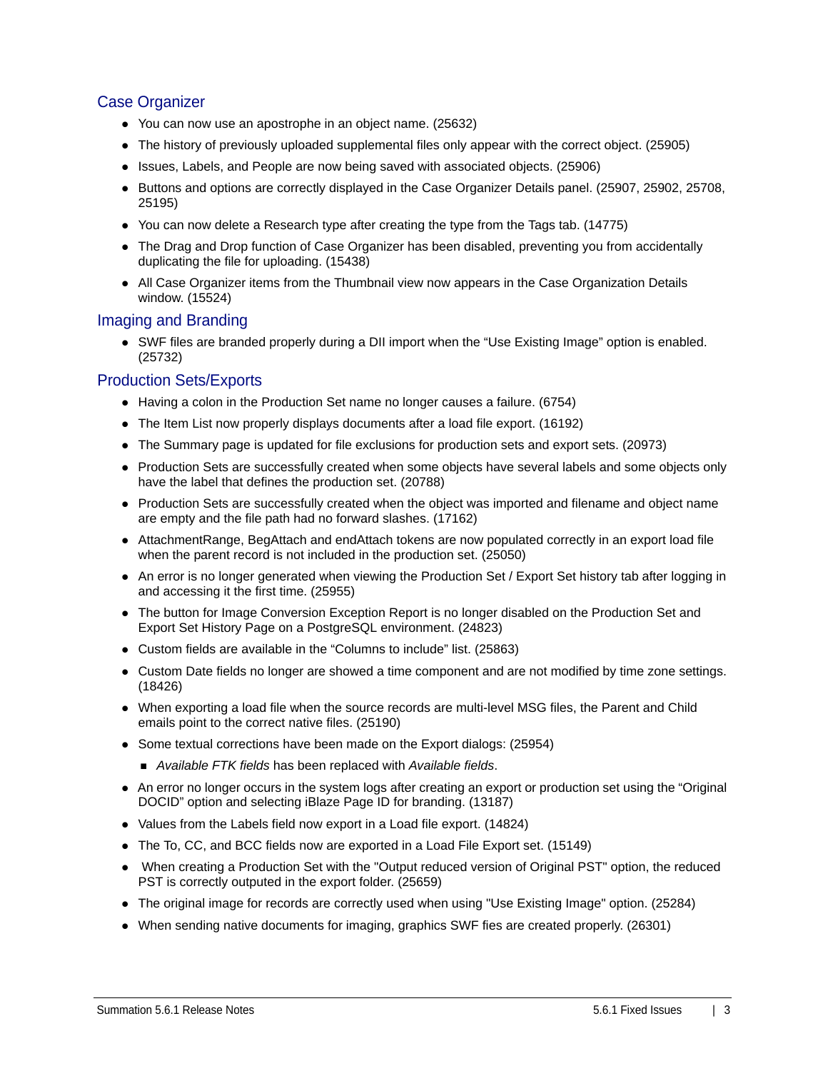## Case Organizer

- You can now use an apostrophe in an object name. (25632)
- The history of previously uploaded supplemental files only appear with the correct object. (25905)
- Issues, Labels, and People are now being saved with associated objects. (25906)
- Buttons and options are correctly displayed in the Case Organizer Details panel. (25907, 25902, 25708, 25195)
- You can now delete a Research type after creating the type from the Tags tab. (14775)
- The Drag and Drop function of Case Organizer has been disabled, preventing you from accidentally duplicating the file for uploading. (15438)
- All Case Organizer items from the Thumbnail view now appears in the Case Organization Details window. (15524)

## Imaging and Branding

- SWF files are branded properly during a DII import when the “Use Existing Image” option is enabled. (25732)

## Production Sets/Exports

- Having a colon in the Production Set name no longer causes a failure. (6754)
- The Item List now properly displays documents after a load file export. (16192)
- The Summary page is updated for file exclusions for production sets and export sets. (20973)
- Production Sets are successfully created when some objects have several labels and some objects only have the label that defines the production set. (20788)
- Production Sets are successfully created when the object was imported and filename and object name are empty and the file path had no forward slashes. (17162)
- AttachmentRange, BegAttach and endAttach tokens are now populated correctly in an export load file when the parent record is not included in the production set. (25050)
- An error is no longer generated when viewing the Production Set / Export Set history tab after logging in and accessing it the first time. (25955)
- The button for Image Conversion Exception Report is no longer disabled on the Production Set and Export Set History Page on a PostgreSQL environment. (24823)
- Custom fields are available in the “Columns to include” list. (25863)
- Custom Date fields no longer are showed a time component and are not modified by time zone settings. (18426)
- When exporting a load file when the source records are multi-level MSG files, the Parent and Child emails point to the correct native files. (25190)
- Some textual corrections have been made on the Export dialogs: (25954)
  - *Available FTK fields* has been replaced with *Available fields*.
- An error no longer occurs in the system logs after creating an export or production set using the “Original DOCID” option and selecting iBlaze Page ID for branding. (13187)
- Values from the Labels field now export in a Load file export. (14824)
- The To, CC, and BCC fields now are exported in a Load File Export set. (15149)
- When creating a Production Set with the "Output reduced version of Original PST" option, the reduced PST is correctly outputted in the export folder. (25659)
- The original image for records are correctly used when using "Use Existing Image" option. (25284)
- When sending native documents for imaging, graphics SWF fies are created properly. (26301)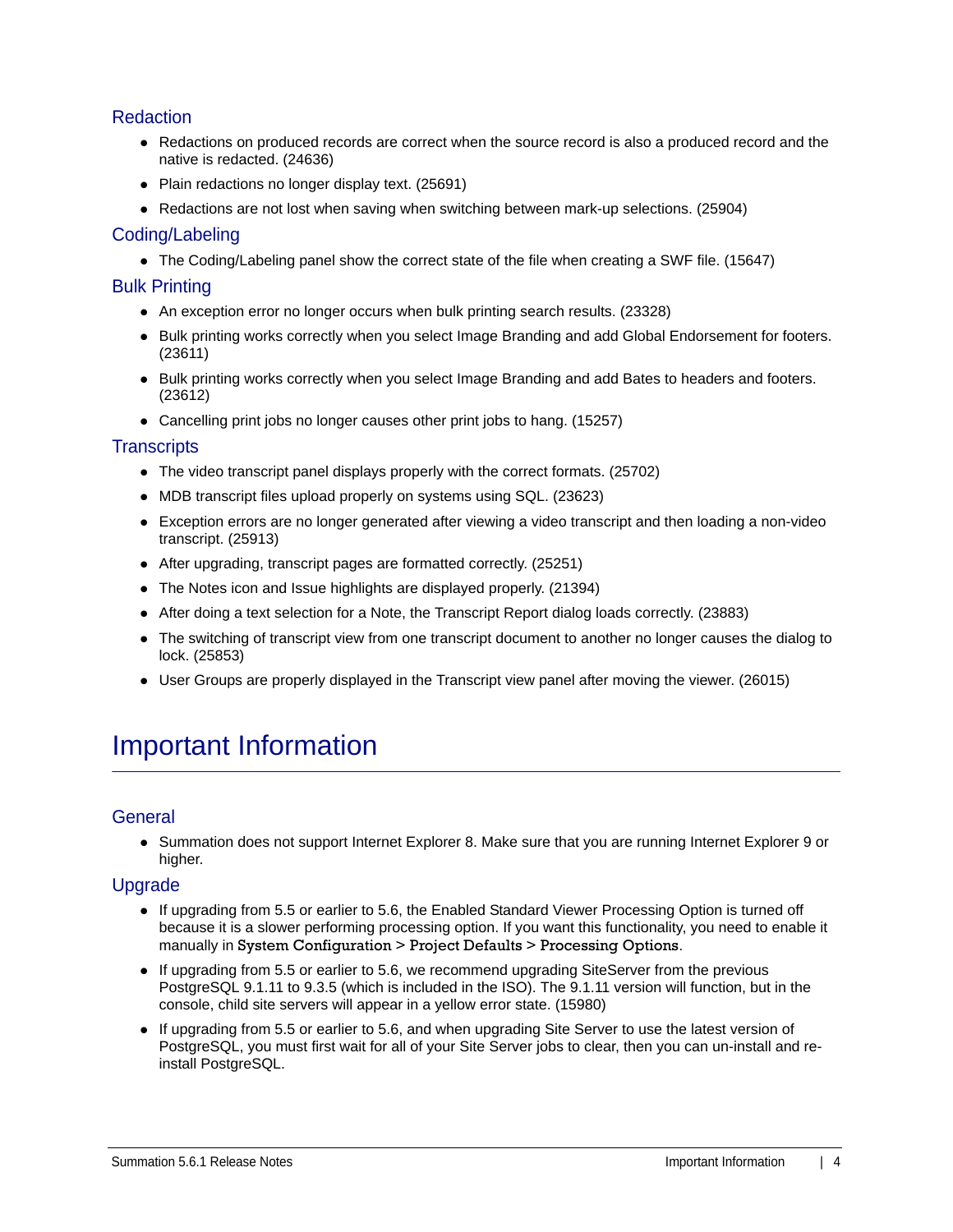### Redaction

- Redactions on produced records are correct when the source record is also a produced record and the native is redacted. (24636)
- Plain redactions no longer display text. (25691)
- Redactions are not lost when saving when switching between mark-up selections. (25904)

### Coding/Labeling

- The Coding/Labeling panel show the correct state of the file when creating a SWF file. (15647)

### Bulk Printing

- An exception error no longer occurs when bulk printing search results. (23328)
- Bulk printing works correctly when you select Image Branding and add Global Endorsement for footers. (23611)
- Bulk printing works correctly when you select Image Branding and add Bates to headers and footers. (23612)
- Cancelling print jobs no longer causes other print jobs to hang. (15257)

### Transcripts

- The video transcript panel displays properly with the correct formats. (25702)
- MDB transcript files upload properly on systems using SQL. (23623)
- Exception errors are no longer generated after viewing a video transcript and then loading a non-video transcript. (25913)
- After upgrading, transcript pages are formatted correctly. (25251)
- The Notes icon and Issue highlights are displayed properly. (21394)
- After doing a text selection for a Note, the Transcript Report dialog loads correctly. (23883)
- The switching of transcript view from one transcript document to another no longer causes the dialog to lock. (25853)
- User Groups are properly displayed in the Transcript view panel after moving the viewer. (26015)

# Important Information

### General

- Summation does not support Internet Explorer 8. Make sure that you are running Internet Explorer 9 or higher.

### Upgrade

- If upgrading from 5.5 or earlier to 5.6, the Enabled Standard Viewer Processing Option is turned off because it is a slower performing processing option. If you want this functionality, you need to enable it manually in **System Configuration > Project Defaults > Processing Options**.
- If upgrading from 5.5 or earlier to 5.6, we recommend upgrading SiteServer from the previous PostgreSQL 9.1.11 to 9.3.5 (which is included in the ISO). The 9.1.11 version will function, but in the console, child site servers will appear in a yellow error state. (15980)
- If upgrading from 5.5 or earlier to 5.6, and when upgrading Site Server to use the latest version of PostgreSQL, you must first wait for all of your Site Server jobs to clear, then you can un-install and re-install PostgreSQL.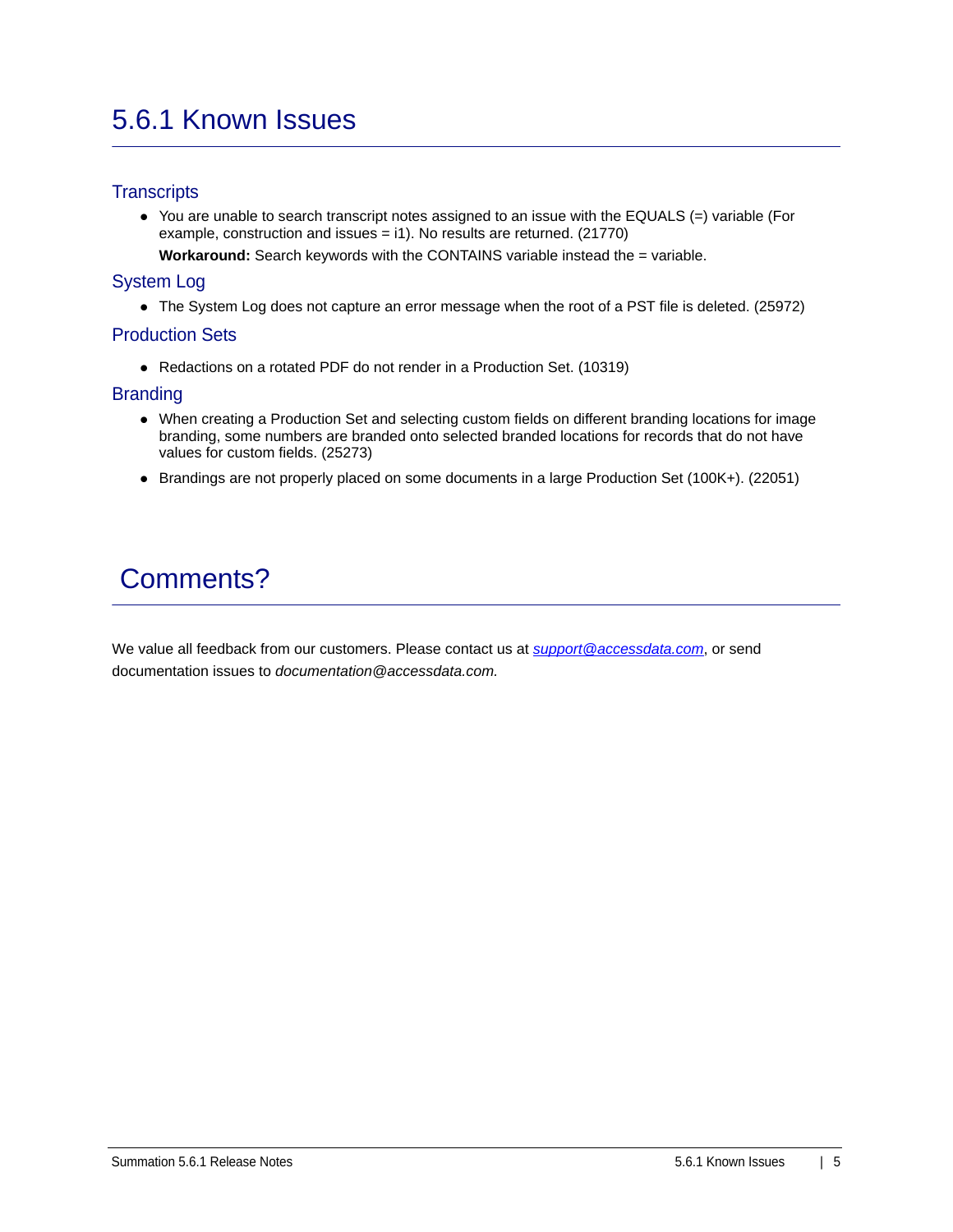# 5.6.1 Known Issues

## Transcripts

- You are unable to search transcript notes assigned to an issue with the EQUALS (=) variable (For example, construction and issues = i1). No results are returned. (21770)

  **Workaround:** Search keywords with the CONTAINS variable instead the = variable.

## System Log

- The System Log does not capture an error message when the root of a PST file is deleted. (25972)

## Production Sets

- Redactions on a rotated PDF do not render in a Production Set. (10319)

## Branding

- When creating a Production Set and selecting custom fields on different branding locations for image branding, some numbers are branded onto selected branded locations for records that do not have values for custom fields. (25273)
- Brandings are not properly placed on some documents in a large Production Set (100K+). (22051)

# Comments?

We value all feedback from our customers. Please contact us at *support@accessdata.com*, or send documentation issues to *documentation@accessdata.com.*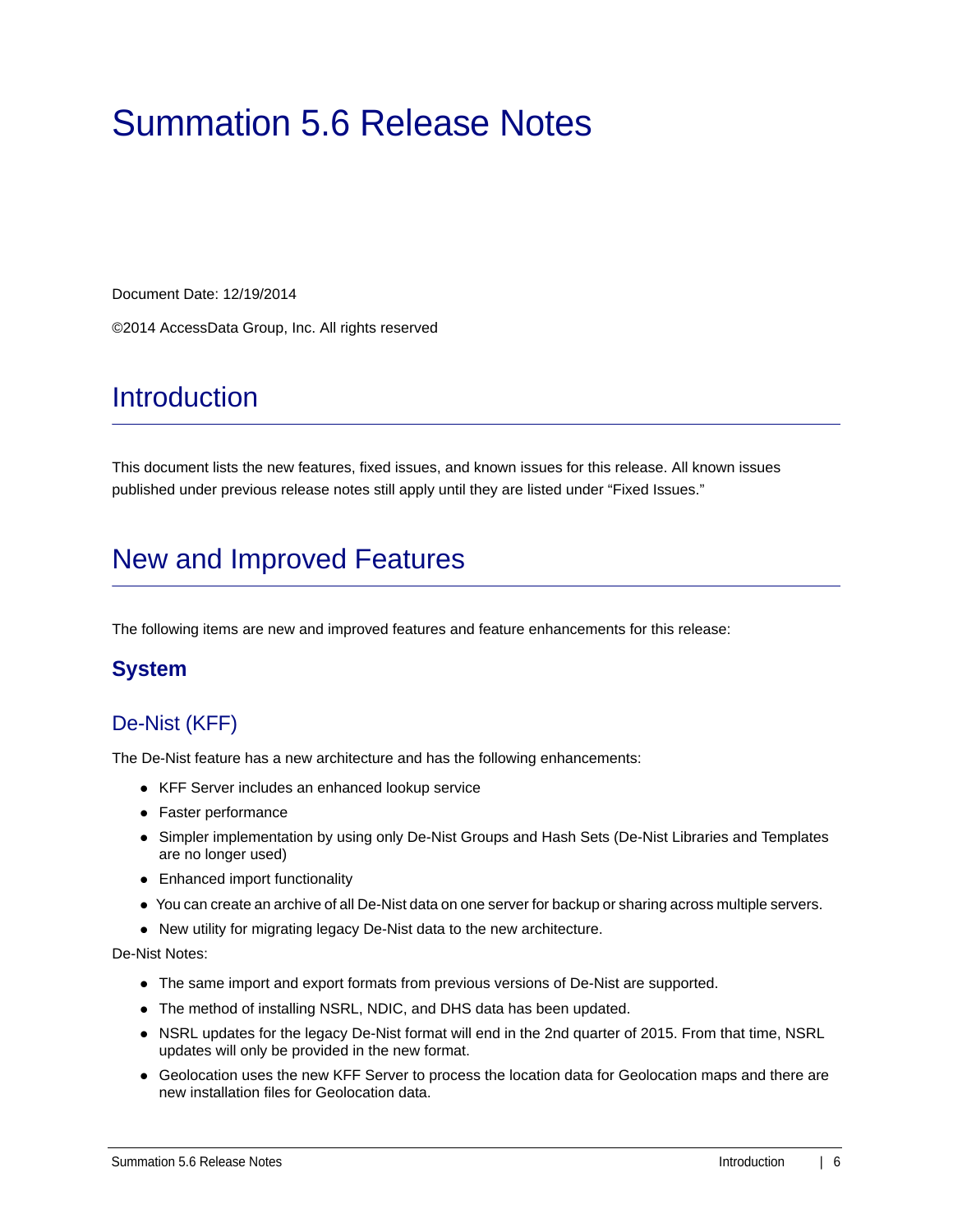# Summation 5.6 Release Notes

Document Date: 12/19/2014

©2014 AccessData Group, Inc. All rights reserved

## Introduction

This document lists the new features, fixed issues, and known issues for this release. All known issues published under previous release notes still apply until they are listed under “Fixed Issues.”

## New and Improved Features

The following items are new and improved features and feature enhancements for this release:

### System

#### De-Nist (KFF)

The De-Nist feature has a new architecture and has the following enhancements:

- KFF Server includes an enhanced lookup service
- Faster performance
- Simpler implementation by using only De-Nist Groups and Hash Sets (De-Nist Libraries and Templates are no longer used)
- Enhanced import functionality
- You can create an archive of all De-Nist data on one server for backup or sharing across multiple servers.
- New utility for migrating legacy De-Nist data to the new architecture.

De-Nist Notes:

- The same import and export formats from previous versions of De-Nist are supported.
- The method of installing NSRL, NDIC, and DHS data has been updated.
- NSRL updates for the legacy De-Nist format will end in the 2nd quarter of 2015. From that time, NSRL updates will only be provided in the new format.
- Geolocation uses the new KFF Server to process the location data for Geolocation maps and there are new installation files for Geolocation data.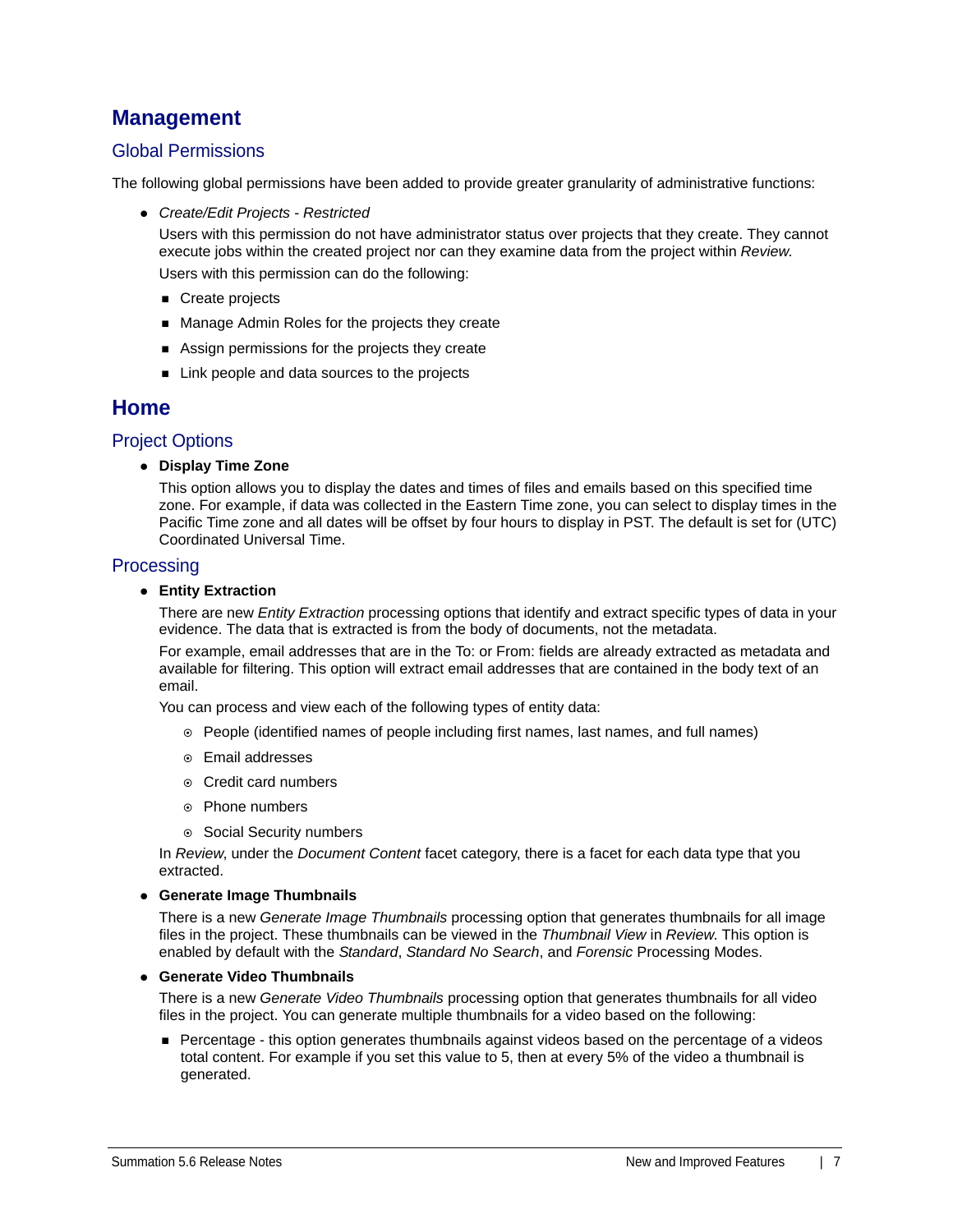# Management

## Global Permissions

The following global permissions have been added to provide greater granularity of administrative functions:

- *Create/Edit Projects - Restricted*

  Users with this permission do not have administrator status over projects that they create. They cannot execute jobs within the created project nor can they examine data from the project within *Review*.

  Users with this permission can do the following:

  - Create projects
  - Manage Admin Roles for the projects they create
  - Assign permissions for the projects they create
  - Link people and data sources to the projects

# Home

## Project Options

- **Display Time Zone**

  This option allows you to display the dates and times of files and emails based on this specified time zone. For example, if data was collected in the Eastern Time zone, you can select to display times in the Pacific Time zone and all dates will be offset by four hours to display in PST. The default is set for (UTC) Coordinated Universal Time.

## Processing

- **Entity Extraction**

  There are new *Entity Extraction* processing options that identify and extract specific types of data in your evidence. The data that is extracted is from the body of documents, not the metadata.

  For example, email addresses that are in the To: or From: fields are already extracted as metadata and available for filtering. This option will extract email addresses that are contained in the body text of an email.

  You can process and view each of the following types of entity data:

  - People (identified names of people including first names, last names, and full names)
  - Email addresses
  - Credit card numbers
  - Phone numbers
  - Social Security numbers

  In *Review*, under the *Document Content* facet category, there is a facet for each data type that you extracted.

- **Generate Image Thumbnails**

  There is a new *Generate Image Thumbnails* processing option that generates thumbnails for all image files in the project. These thumbnails can be viewed in the *Thumbnail View* in *Review*. This option is enabled by default with the *Standard*, *Standard No Search*, and *Forensic* Processing Modes.

- **Generate Video Thumbnails**

  There is a new *Generate Video Thumbnails* processing option that generates thumbnails for all video files in the project. You can generate multiple thumbnails for a video based on the following:

  - Percentage - this option generates thumbnails against videos based on the percentage of a videos total content. For example if you set this value to 5, then at every 5% of the video a thumbnail is generated.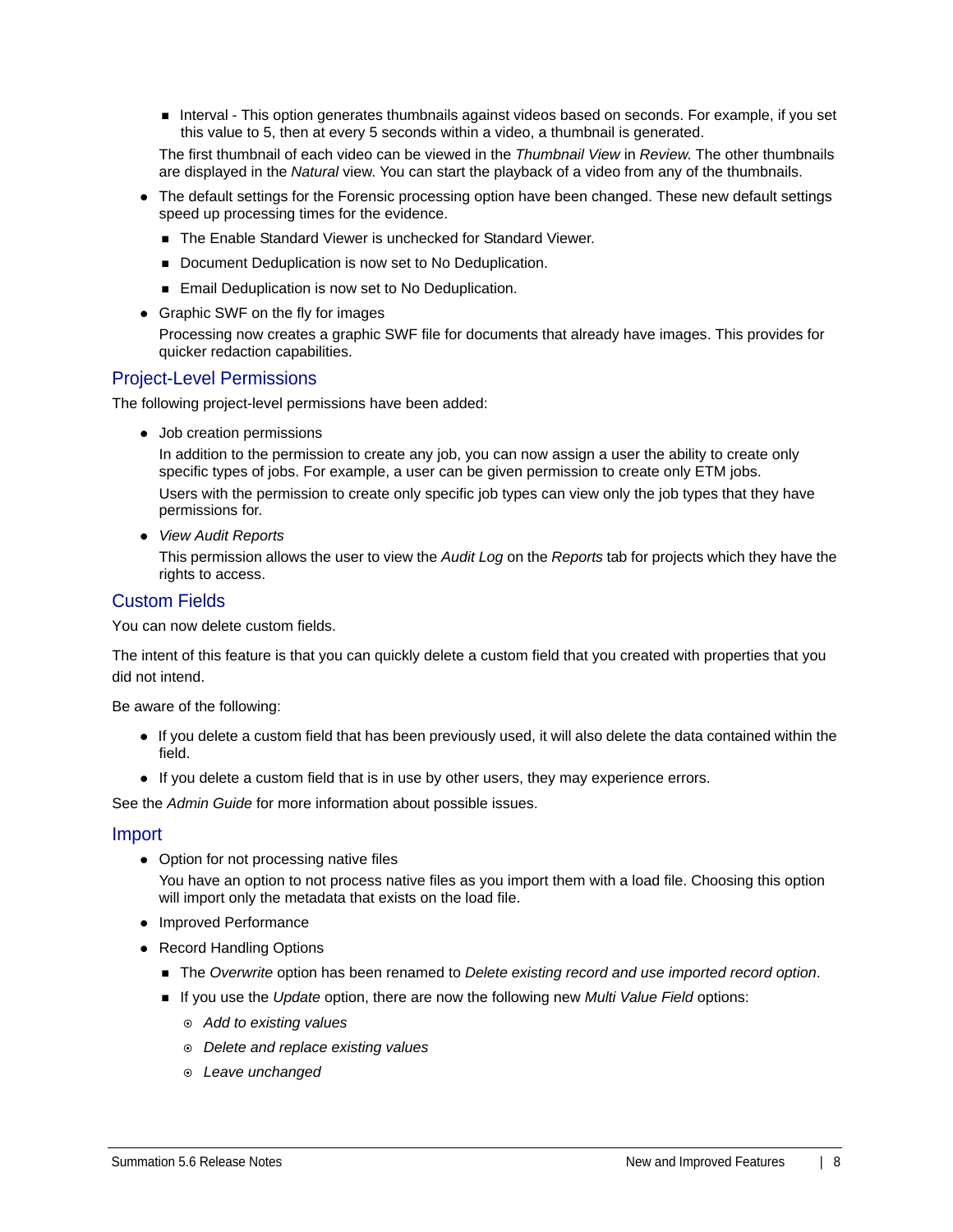- Interval - This option generates thumbnails against videos based on seconds. For example, if you set this value to 5, then at every 5 seconds within a video, a thumbnail is generated.

  The first thumbnail of each video can be viewed in the *Thumbnail View* in *Review.* The other thumbnails are displayed in the *Natural* view. You can start the playback of a video from any of the thumbnails.

- The default settings for the Forensic processing option have been changed. These new default settings speed up processing times for the evidence.
    - The Enable Standard Viewer is unchecked for Standard Viewer.
    - Document Deduplication is now set to No Deduplication.
    - Email Deduplication is now set to No Deduplication.
- Graphic SWF on the fly for images

  Processing now creates a graphic SWF file for documents that already have images. This provides for quicker redaction capabilities.

## Project-Level Permissions

The following project-level permissions have been added:

- Job creation permissions

  In addition to the permission to create any job, you can now assign a user the ability to create only specific types of jobs. For example, a user can be given permission to create only ETM jobs.

  Users with the permission to create only specific job types can view only the job types that they have permissions for.

- *View Audit Reports*

  This permission allows the user to view the *Audit Log* on the *Reports* tab for projects which they have the rights to access.

## Custom Fields

You can now delete custom fields.

The intent of this feature is that you can quickly delete a custom field that you created with properties that you did not intend.

Be aware of the following:

- If you delete a custom field that has been previously used, it will also delete the data contained within the field.
- If you delete a custom field that is in use by other users, they may experience errors.

See the *Admin Guide* for more information about possible issues.

## Import

- Option for not processing native files

  You have an option to not process native files as you import them with a load file. Choosing this option will import only the metadata that exists on the load file.

- Improved Performance
- Record Handling Options
    - The *Overwrite* option has been renamed to *Delete existing record and use imported record option*.
    - If you use the *Update* option, there are now the following new *Multi Value Field* options:
        - *Add to existing values*
        - *Delete and replace existing values*
        - *Leave unchanged*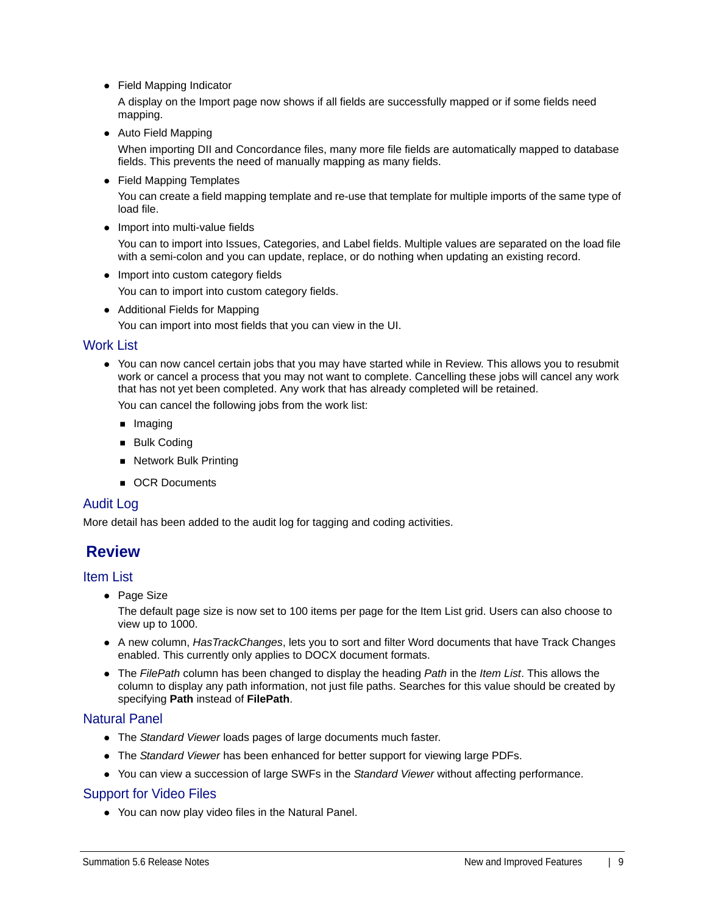- Field Mapping Indicator

  A display on the Import page now shows if all fields are successfully mapped or if some fields need mapping.

- Auto Field Mapping

  When importing DII and Concordance files, many more file fields are automatically mapped to database fields. This prevents the need of manually mapping as many fields.

- Field Mapping Templates

  You can create a field mapping template and re-use that template for multiple imports of the same type of load file.

- Import into multi-value fields

  You can to import into Issues, Categories, and Label fields. Multiple values are separated on the load file with a semi-colon and you can update, replace, or do nothing when updating an existing record.

- Import into custom category fields

  You can to import into custom category fields.

- Additional Fields for Mapping

  You can import into most fields that you can view in the UI.

### Work List

- You can now cancel certain jobs that you may have started while in Review. This allows you to resubmit work or cancel a process that you may not want to complete. Cancelling these jobs will cancel any work that has not yet been completed. Any work that has already completed will be retained.

  You can cancel the following jobs from the work list:

  - Imaging
  - Bulk Coding
  - Network Bulk Printing
  - OCR Documents

### Audit Log

More detail has been added to the audit log for tagging and coding activities.

## Review

### Item List

- Page Size

  The default page size is now set to 100 items per page for the Item List grid. Users can also choose to view up to 1000.

- A new column, *HasTrackChanges*, lets you to sort and filter Word documents that have Track Changes enabled. This currently only applies to DOCX document formats.
- The *FilePath* column has been changed to display the heading *Path* in the *Item List*. This allows the column to display any path information, not just file paths. Searches for this value should be created by specifying **Path** instead of **FilePath**.

### Natural Panel

- The *Standard Viewer* loads pages of large documents much faster.
- The *Standard Viewer* has been enhanced for better support for viewing large PDFs.
- You can view a succession of large SWFs in the *Standard Viewer* without affecting performance.

### Support for Video Files

- You can now play video files in the Natural Panel.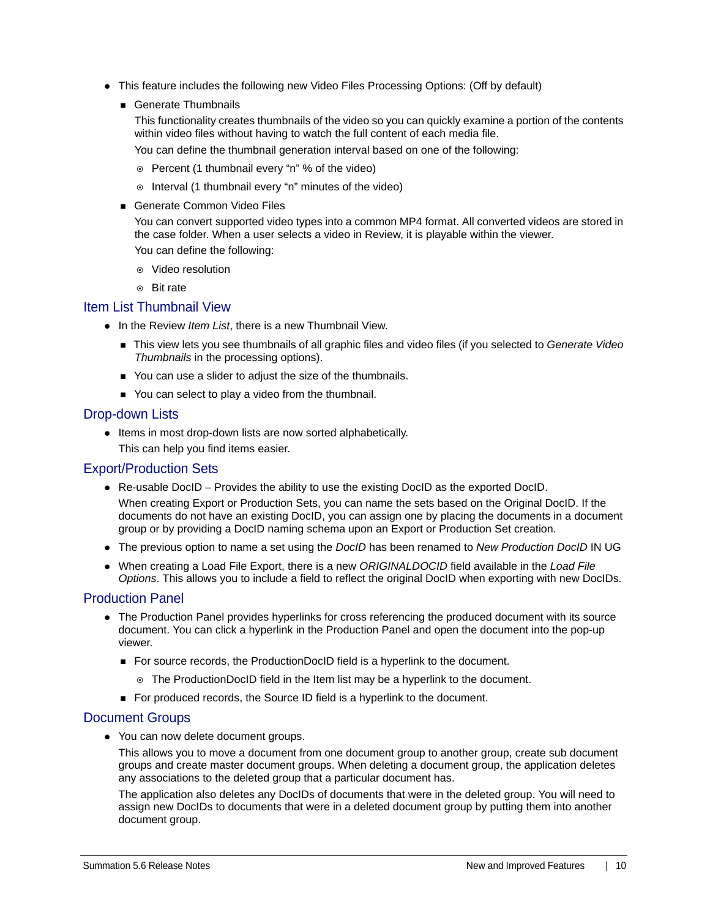- This feature includes the following new Video Files Processing Options: (Off by default)
  - Generate Thumbnails

    This functionality creates thumbnails of the video so you can quickly examine a portion of the contents within video files without having to watch the full content of each media file.

    You can define the thumbnail generation interval based on one of the following:
    - Percent (1 thumbnail every “n” % of the video)
    - Interval (1 thumbnail every “n” minutes of the video)
  - Generate Common Video Files

    You can convert supported video types into a common MP4 format. All converted videos are stored in the case folder. When a user selects a video in Review, it is playable within the viewer.

    You can define the following:
    - Video resolution
    - Bit rate

## Item List Thumbnail View

- In the Review *Item List*, there is a new Thumbnail View.
  - This view lets you see thumbnails of all graphic files and video files (if you selected to *Generate Video Thumbnails* in the processing options).
  - You can use a slider to adjust the size of the thumbnails.
  - You can select to play a video from the thumbnail.

## Drop-down Lists

- Items in most drop-down lists are now sorted alphabetically.

  This can help you find items easier.

## Export/Production Sets

- Re-usable DocID – Provides the ability to use the existing DocID as the exported DocID.

  When creating Export or Production Sets, you can name the sets based on the Original DocID. If the documents do not have an existing DocID, you can assign one by placing the documents in a document group or by providing a DocID naming schema upon an Export or Production Set creation.
- The previous option to name a set using the *DocID* has been renamed to *New Production DocID* IN UG
- When creating a Load File Export, there is a new *ORIGINALDOCID* field available in the *Load File Options*. This allows you to include a field to reflect the original DocID when exporting with new DocIDs.

## Production Panel

- The Production Panel provides hyperlinks for cross referencing the produced document with its source document. You can click a hyperlink in the Production Panel and open the document into the pop-up viewer.
  - For source records, the ProductionDocID field is a hyperlink to the document.
    - The ProductionDocID field in the Item list may be a hyperlink to the document.
  - For produced records, the Source ID field is a hyperlink to the document.

## Document Groups

- You can now delete document groups.

  This allows you to move a document from one document group to another group, create sub document groups and create master document groups. When deleting a document group, the application deletes any associations to the deleted group that a particular document has.

  The application also deletes any DocIDs of documents that were in the deleted group. You will need to assign new DocIDs to documents that were in a deleted document group by putting them into another document group.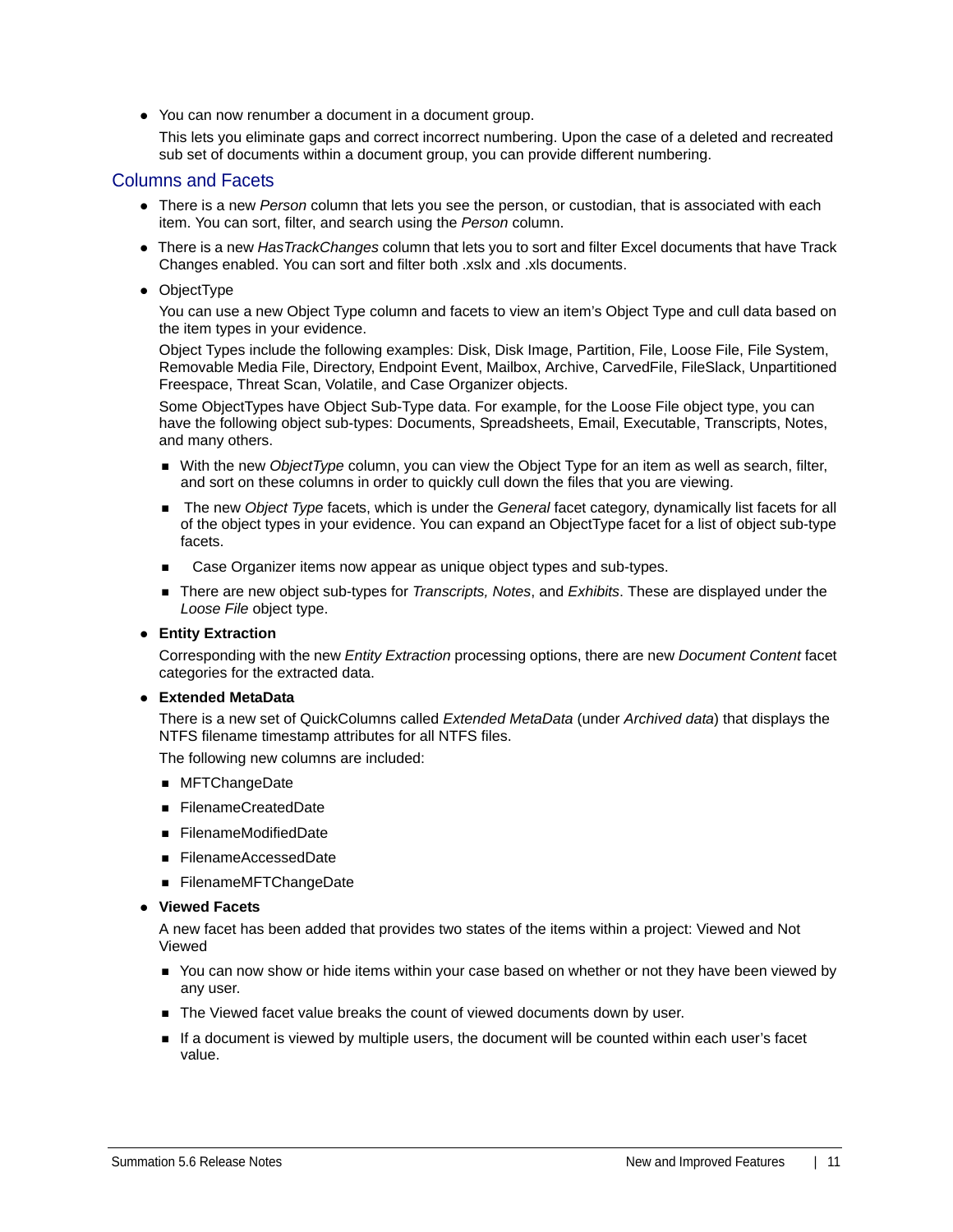- You can now renumber a document in a document group.

  This lets you eliminate gaps and correct incorrect numbering. Upon the case of a deleted and recreated sub set of documents within a document group, you can provide different numbering.

## Columns and Facets

- There is a new *Person* column that lets you see the person, or custodian, that is associated with each item. You can sort, filter, and search using the *Person* column.
- There is a new *HasTrackChanges* column that lets you to sort and filter Excel documents that have Track Changes enabled. You can sort and filter both .xslx and .xls documents.
- ObjectType

  You can use a new Object Type column and facets to view an item's Object Type and cull data based on the item types in your evidence.

  Object Types include the following examples: Disk, Disk Image, Partition, File, Loose File, File System, Removable Media File, Directory, Endpoint Event, Mailbox, Archive, CarvedFile, FileSlack, Unpartitioned Freespace, Threat Scan, Volatile, and Case Organizer objects.

  Some ObjectTypes have Object Sub-Type data. For example, for the Loose File object type, you can have the following object sub-types: Documents, Spreadsheets, Email, Executable, Transcripts, Notes, and many others.

  - With the new *ObjectType* column, you can view the Object Type for an item as well as search, filter, and sort on these columns in order to quickly cull down the files that you are viewing.
  - The new *Object Type* facets, which is under the *General* facet category, dynamically list facets for all of the object types in your evidence. You can expand an ObjectType facet for a list of object sub-type facets.
  - Case Organizer items now appear as unique object types and sub-types.
  - There are new object sub-types for *Transcripts, Notes*, and *Exhibits*. These are displayed under the *Loose File* object type.
- **Entity Extraction**

  Corresponding with the new *Entity Extraction* processing options, there are new *Document Content* facet categories for the extracted data.
- **Extended MetaData**

  There is a new set of QuickColumns called *Extended MetaData* (under *Archived data*) that displays the NTFS filename timestamp attributes for all NTFS files.

  The following new columns are included:

  - MFTChangeDate
  - FilenameCreatedDate
  - FilenameModifiedDate
  - FilenameAccessedDate
  - FilenameMFTChangeDate
- **Viewed Facets**

  A new facet has been added that provides two states of the items within a project: Viewed and Not Viewed

  - You can now show or hide items within your case based on whether or not they have been viewed by any user.
  - The Viewed facet value breaks the count of viewed documents down by user.
  - If a document is viewed by multiple users, the document will be counted within each user's facet value.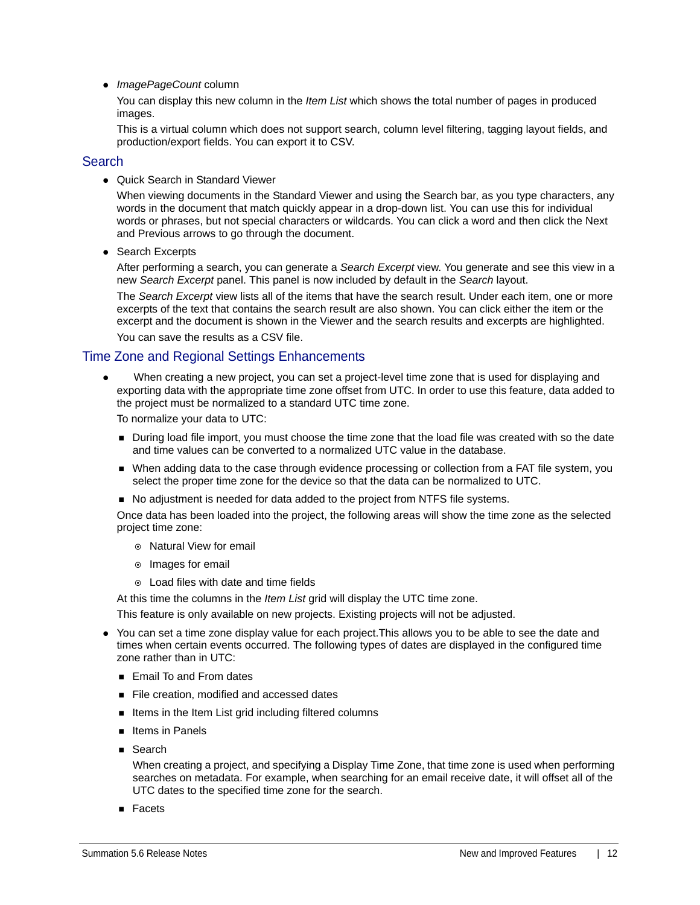- *ImagePageCount* column

  You can display this new column in the *Item List* which shows the total number of pages in produced images.

  This is a virtual column which does not support search, column level filtering, tagging layout fields, and production/export fields. You can export it to CSV.

## Search

- Quick Search in Standard Viewer

  When viewing documents in the Standard Viewer and using the Search bar, as you type characters, any words in the document that match quickly appear in a drop-down list. You can use this for individual words or phrases, but not special characters or wildcards. You can click a word and then click the Next and Previous arrows to go through the document.

- Search Excerpts

  After performing a search, you can generate a *Search Excerpt* view. You generate and see this view in a new *Search Excerpt* panel. This panel is now included by default in the *Search* layout.

  The *Search Excerpt* view lists all of the items that have the search result. Under each item, one or more excerpts of the text that contains the search result are also shown. You can click either the item or the excerpt and the document is shown in the Viewer and the search results and excerpts are highlighted.

  You can save the results as a CSV file.

## Time Zone and Regional Settings Enhancements

- When creating a new project, you can set a project-level time zone that is used for displaying and exporting data with the appropriate time zone offset from UTC. In order to use this feature, data added to the project must be normalized to a standard UTC time zone.

  To normalize your data to UTC:

  - During load file import, you must choose the time zone that the load file was created with so the date and time values can be converted to a normalized UTC value in the database.
  - When adding data to the case through evidence processing or collection from a FAT file system, you select the proper time zone for the device so that the data can be normalized to UTC.
  - No adjustment is needed for data added to the project from NTFS file systems.

  Once data has been loaded into the project, the following areas will show the time zone as the selected project time zone:

    - Natural View for email
    - Images for email
    - Load files with date and time fields

  At this time the columns in the *Item List* grid will display the UTC time zone.

  This feature is only available on new projects. Existing projects will not be adjusted.

- You can set a time zone display value for each project.This allows you to be able to see the date and times when certain events occurred. The following types of dates are displayed in the configured time zone rather than in UTC:

  - Email To and From dates
  - File creation, modified and accessed dates
  - Items in the Item List grid including filtered columns
  - Items in Panels
  - Search

    When creating a project, and specifying a Display Time Zone, that time zone is used when performing searches on metadata. For example, when searching for an email receive date, it will offset all of the UTC dates to the specified time zone for the search.

  - Facets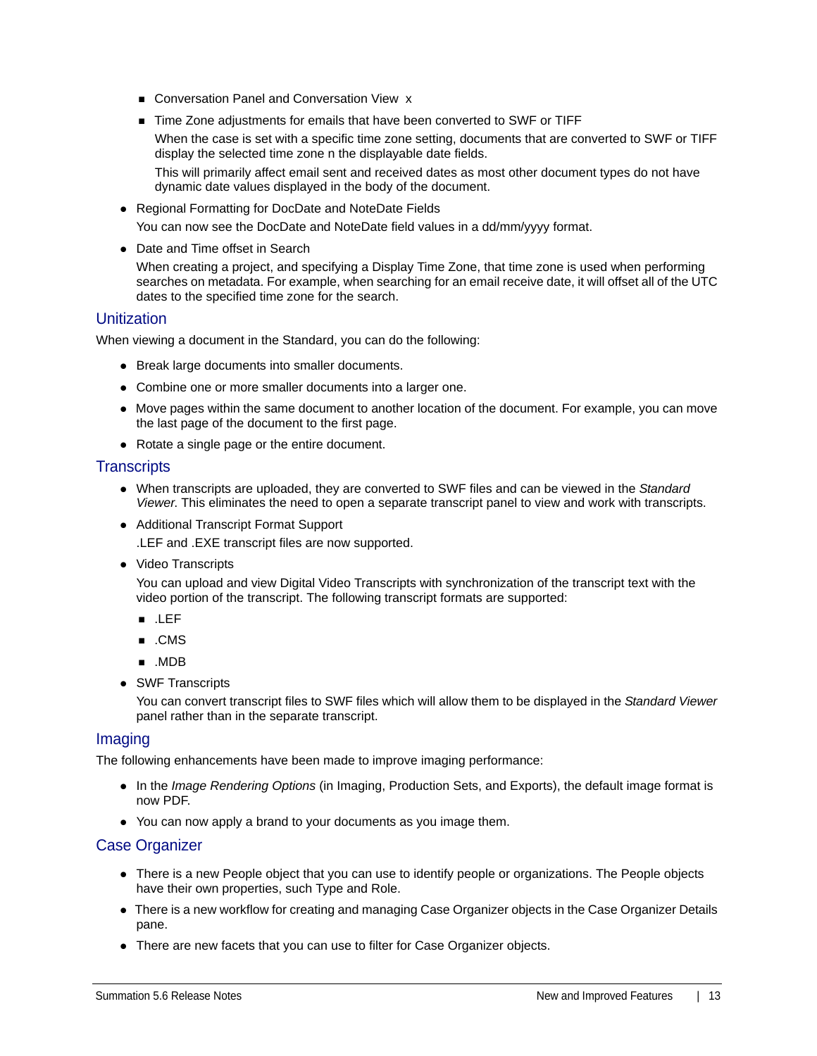- Conversation Panel and Conversation View x
  - Time Zone adjustments for emails that have been converted to SWF or TIFF

    When the case is set with a specific time zone setting, documents that are converted to SWF or TIFF display the selected time zone n the displayable date fields.

    This will primarily affect email sent and received dates as most other document types do not have dynamic date values displayed in the body of the document.

- Regional Formatting for DocDate and NoteDate Fields

  You can now see the DocDate and NoteDate field values in a dd/mm/yyyy format.

- Date and Time offset in Search

  When creating a project, and specifying a Display Time Zone, that time zone is used when performing searches on metadata. For example, when searching for an email receive date, it will offset all of the UTC dates to the specified time zone for the search.

## Unitization

When viewing a document in the Standard, you can do the following:

- Break large documents into smaller documents.
- Combine one or more smaller documents into a larger one.
- Move pages within the same document to another location of the document. For example, you can move the last page of the document to the first page.
- Rotate a single page or the entire document.

## Transcripts

- When transcripts are uploaded, they are converted to SWF files and can be viewed in the *Standard Viewer*. This eliminates the need to open a separate transcript panel to view and work with transcripts.
- Additional Transcript Format Support

  .LEF and .EXE transcript files are now supported.

- Video Transcripts

  You can upload and view Digital Video Transcripts with synchronization of the transcript text with the video portion of the transcript. The following transcript formats are supported:

  - .LEF
  - .CMS
  - .MDB

- SWF Transcripts

  You can convert transcript files to SWF files which will allow them to be displayed in the *Standard Viewer* panel rather than in the separate transcript.

## Imaging

The following enhancements have been made to improve imaging performance:

- In the *Image Rendering Options* (in Imaging, Production Sets, and Exports), the default image format is now PDF.
- You can now apply a brand to your documents as you image them.

## Case Organizer

- There is a new People object that you can use to identify people or organizations. The People objects have their own properties, such Type and Role.
- There is a new workflow for creating and managing Case Organizer objects in the Case Organizer Details pane.
- There are new facets that you can use to filter for Case Organizer objects.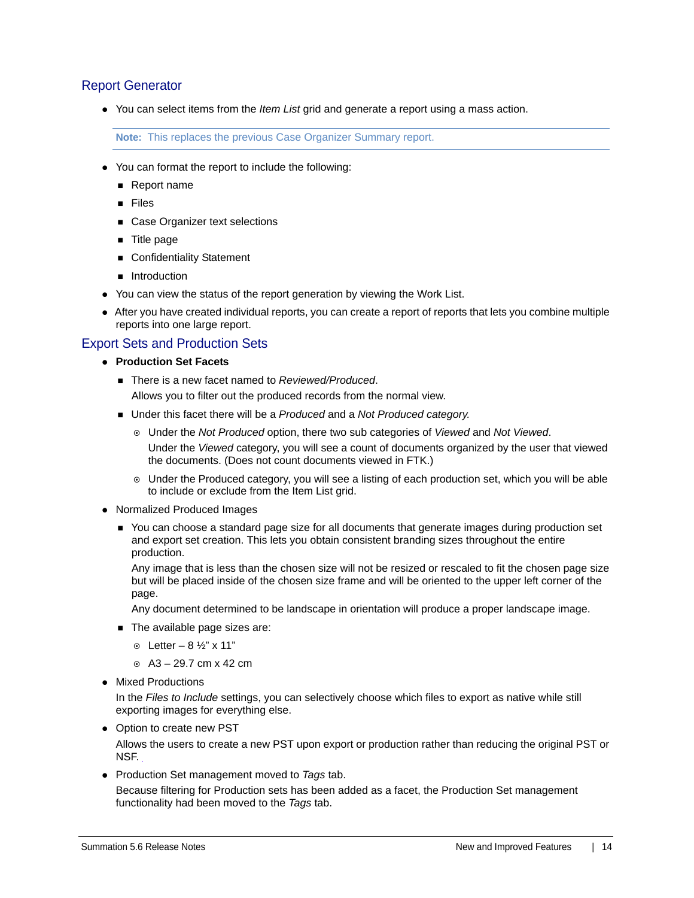## Report Generator

- You can select items from the *Item List* grid and generate a report using a mass action.

> **Note:** This replaces the previous Case Organizer Summary report.

- You can format the report to include the following:
  - Report name
  - Files
  - Case Organizer text selections
  - Title page
  - Confidentiality Statement
  - Introduction
- You can view the status of the report generation by viewing the Work List.
- After you have created individual reports, you can create a report of reports that lets you combine multiple reports into one large report.

## Export Sets and Production Sets

- **Production Set Facets**
  - There is a new facet named to *Reviewed/Produced*.

    Allows you to filter out the produced records from the normal view.
  - Under this facet there will be a *Produced* and a *Not Produced category.*
    - Under the *Not Produced* option, there two sub categories of *Viewed* and *Not Viewed*.

      Under the *Viewed* category, you will see a count of documents organized by the user that viewed the documents. (Does not count documents viewed in FTK.)
    - Under the Produced category, you will see a listing of each production set, which you will be able to include or exclude from the Item List grid.
- Normalized Produced Images
  - You can choose a standard page size for all documents that generate images during production set and export set creation. This lets you obtain consistent branding sizes throughout the entire production.

    Any image that is less than the chosen size will not be resized or rescaled to fit the chosen page size but will be placed inside of the chosen size frame and will be oriented to the upper left corner of the page.

    Any document determined to be landscape in orientation will produce a proper landscape image.
  - The available page sizes are:
    - Letter – 8 ½" x 11"
    - A3 – 29.7 cm x 42 cm
- Mixed Productions

  In the *Files to Include* settings, you can selectively choose which files to export as native while still exporting images for everything else.
- Option to create new PST

  Allows the users to create a new PST upon export or production rather than reducing the original PST or NSF.
- Production Set management moved to *Tags* tab.

  Because filtering for Production sets has been added as a facet, the Production Set management functionality had been moved to the *Tags* tab.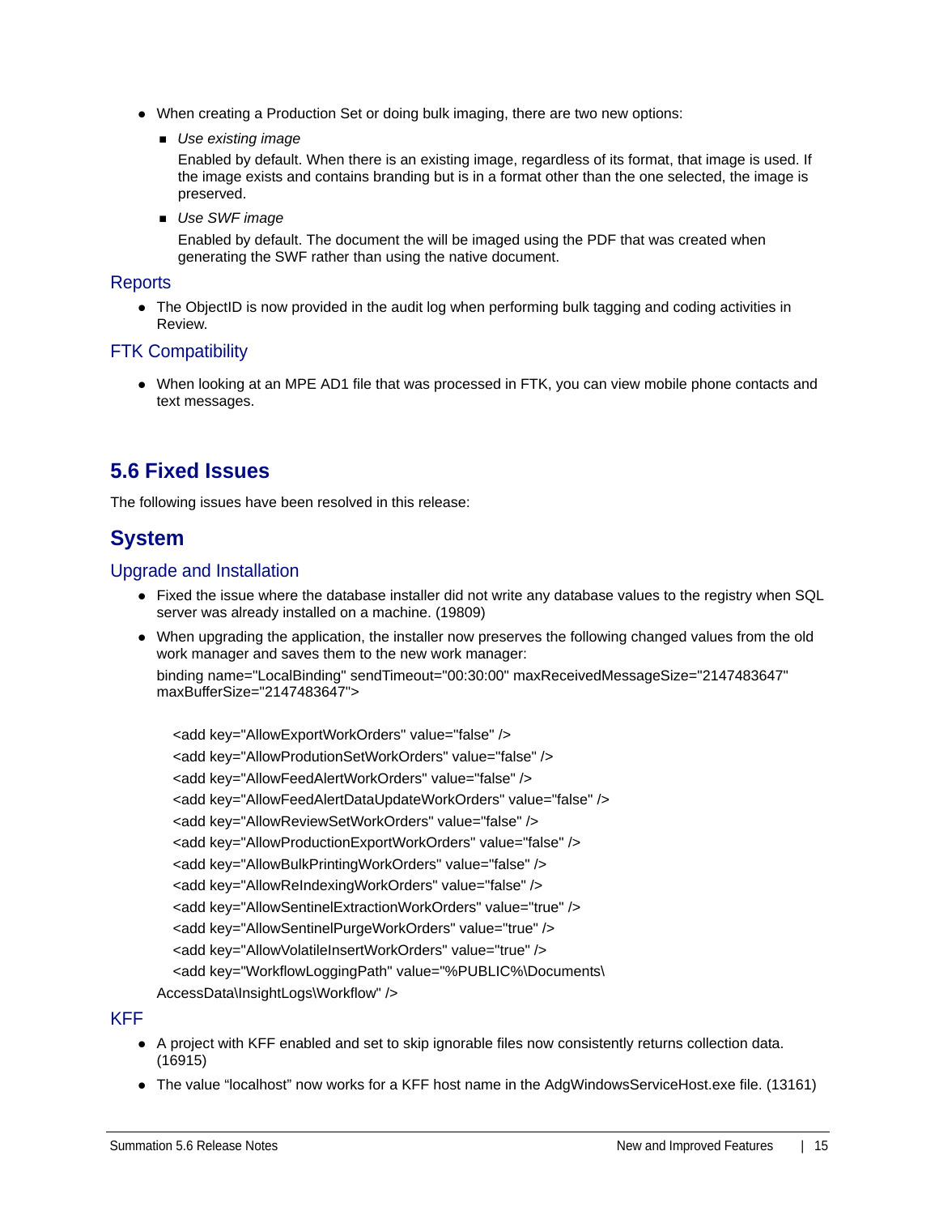- When creating a Production Set or doing bulk imaging, there are two new options:
  - *Use existing image*

    Enabled by default. When there is an existing image, regardless of its format, that image is used. If the image exists and contains branding but is in a format other than the one selected, the image is preserved.
  - *Use SWF image*

    Enabled by default. The document the will be imaged using the PDF that was created when generating the SWF rather than using the native document.

### Reports

- The ObjectID is now provided in the audit log when performing bulk tagging and coding activities in Review.

### FTK Compatibility

- When looking at an MPE AD1 file that was processed in FTK, you can view mobile phone contacts and text messages.

# 5.6 Fixed Issues

The following issues have been resolved in this release:

## System

### Upgrade and Installation

- Fixed the issue where the database installer did not write any database values to the registry when SQL server was already installed on a machine. (19809)
- When upgrading the application, the installer now preserves the following changed values from the old work manager and saves them to the new work manager:

  binding name="LocalBinding" sendTimeout="00:30:00" maxReceivedMessageSize="2147483647" maxBufferSize="2147483647">

  ```
  <add key="AllowExportWorkOrders" value="false" />
  <add key="AllowProdutionSetWorkOrders" value="false" />
  <add key="AllowFeedAlertWorkOrders" value="false" />
  <add key="AllowFeedAlertDataUpdateWorkOrders" value="false" />
  <add key="AllowReviewSetWorkOrders" value="false" />
  <add key="AllowProductionExportWorkOrders" value="false" />
  <add key="AllowBulkPrintingWorkOrders" value="false" />
  <add key="AllowReIndexingWorkOrders" value="false" />
  <add key="AllowSentinelExtractionWorkOrders" value="true" />
  <add key="AllowSentinelPurgeWorkOrders" value="true" />
  <add key="AllowVolatileInsertWorkOrders" value="true" />
  <add key="WorkflowLoggingPath" value="%PUBLIC%\Documents\
  AccessData\InsightLogs\Workflow" />
  ```

### KFF

- A project with KFF enabled and set to skip ignorable files now consistently returns collection data. (16915)
- The value “localhost” now works for a KFF host name in the AdgWindowsServiceHost.exe file. (13161)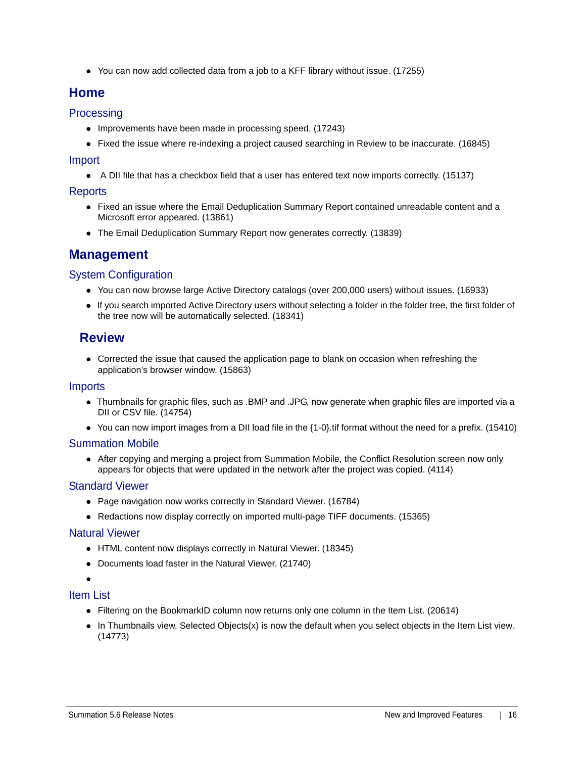- You can now add collected data from a job to a KFF library without issue. (17255)

## Home

### Processing

- Improvements have been made in processing speed. (17243)
- Fixed the issue where re-indexing a project caused searching in Review to be inaccurate. (16845)

### Import

- A DII file that has a checkbox field that a user has entered text now imports correctly. (15137)

### Reports

- Fixed an issue where the Email Deduplication Summary Report contained unreadable content and a Microsoft error appeared. (13861)
- The Email Deduplication Summary Report now generates correctly. (13839)

## Management

### System Configuration

- You can now browse large Active Directory catalogs (over 200,000 users) without issues. (16933)
- If you search imported Active Directory users without selecting a folder in the folder tree, the first folder of the tree now will be automatically selected. (18341)

## Review

- Corrected the issue that caused the application page to blank on occasion when refreshing the application's browser window. (15863)

### Imports

- Thumbnails for graphic files, such as .BMP and .JPG, now generate when graphic files are imported via a DII or CSV file. (14754)
- You can now import images from a DII load file in the {1-0}.tif format without the need for a prefix. (15410)

### Summation Mobile

- After copying and merging a project from Summation Mobile, the Conflict Resolution screen now only appears for objects that were updated in the network after the project was copied. (4114)

### Standard Viewer

- Page navigation now works correctly in Standard Viewer. (16784)
- Redactions now display correctly on imported multi-page TIFF documents. (15365)

### Natural Viewer

- HTML content now displays correctly in Natural Viewer. (18345)
- Documents load faster in the Natural Viewer. (21740)

### Item List

- Filtering on the BookmarkID column now returns only one column in the Item List. (20614)
- In Thumbnails view, Selected Objects(x) is now the default when you select objects in the Item List view. (14773)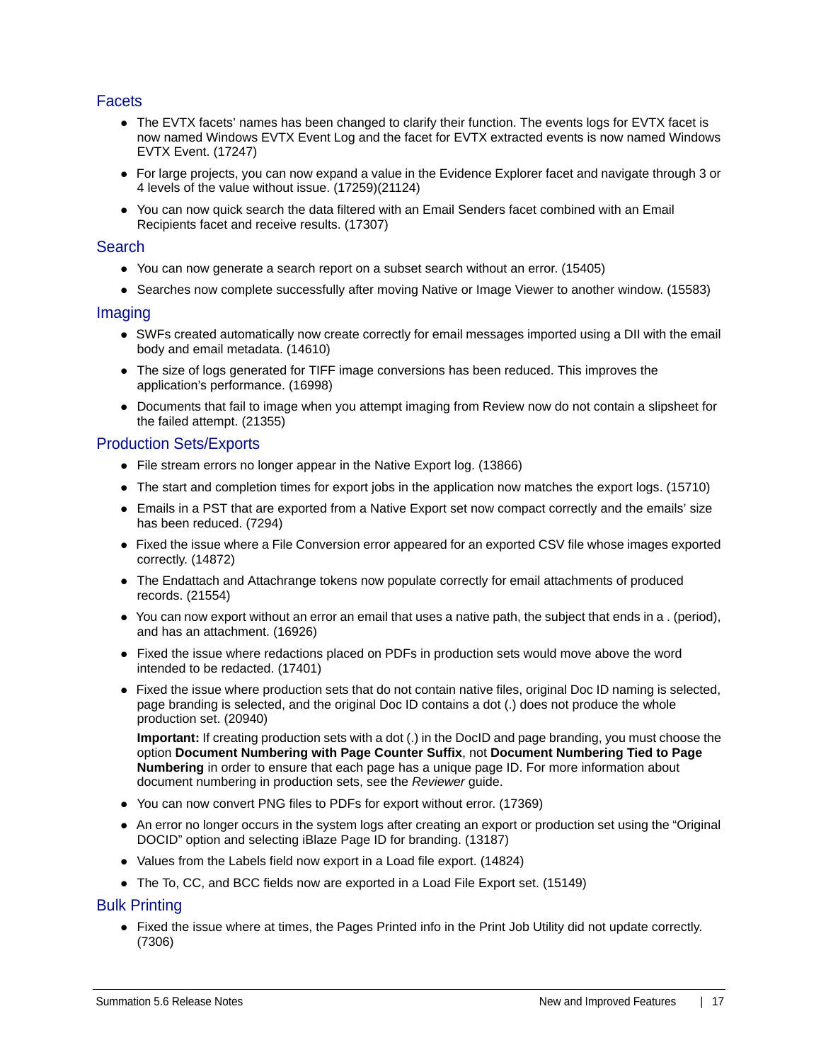## Facets

- The EVTX facets' names has been changed to clarify their function. The events logs for EVTX facet is now named Windows EVTX Event Log and the facet for EVTX extracted events is now named Windows EVTX Event. (17247)
- For large projects, you can now expand a value in the Evidence Explorer facet and navigate through 3 or 4 levels of the value without issue. (17259)(21124)
- You can now quick search the data filtered with an Email Senders facet combined with an Email Recipients facet and receive results. (17307)

## Search

- You can now generate a search report on a subset search without an error. (15405)
- Searches now complete successfully after moving Native or Image Viewer to another window. (15583)

## Imaging

- SWFs created automatically now create correctly for email messages imported using a DII with the email body and email metadata. (14610)
- The size of logs generated for TIFF image conversions has been reduced. This improves the application's performance. (16998)
- Documents that fail to image when you attempt imaging from Review now do not contain a slipsheet for the failed attempt. (21355)

## Production Sets/Exports

- File stream errors no longer appear in the Native Export log. (13866)
- The start and completion times for export jobs in the application now matches the export logs. (15710)
- Emails in a PST that are exported from a Native Export set now compact correctly and the emails' size has been reduced. (7294)
- Fixed the issue where a File Conversion error appeared for an exported CSV file whose images exported correctly. (14872)
- The Endattach and Attachrange tokens now populate correctly for email attachments of produced records. (21554)
- You can now export without an error an email that uses a native path, the subject that ends in a . (period), and has an attachment. (16926)
- Fixed the issue where redactions placed on PDFs in production sets would move above the word intended to be redacted. (17401)
- Fixed the issue where production sets that do not contain native files, original Doc ID naming is selected, page branding is selected, and the original Doc ID contains a dot (.) does not produce the whole production set. (20940)

  **Important:** If creating production sets with a dot (.) in the DocID and page branding, you must choose the option **Document Numbering with Page Counter Suffix**, not **Document Numbering Tied to Page Numbering** in order to ensure that each page has a unique page ID. For more information about document numbering in production sets, see the *Reviewer* guide.
- You can now convert PNG files to PDFs for export without error. (17369)
- An error no longer occurs in the system logs after creating an export or production set using the "Original DOCID" option and selecting iBlaze Page ID for branding. (13187)
- Values from the Labels field now export in a Load file export. (14824)
- The To, CC, and BCC fields now are exported in a Load File Export set. (15149)

## Bulk Printing

- Fixed the issue where at times, the Pages Printed info in the Print Job Utility did not update correctly. (7306)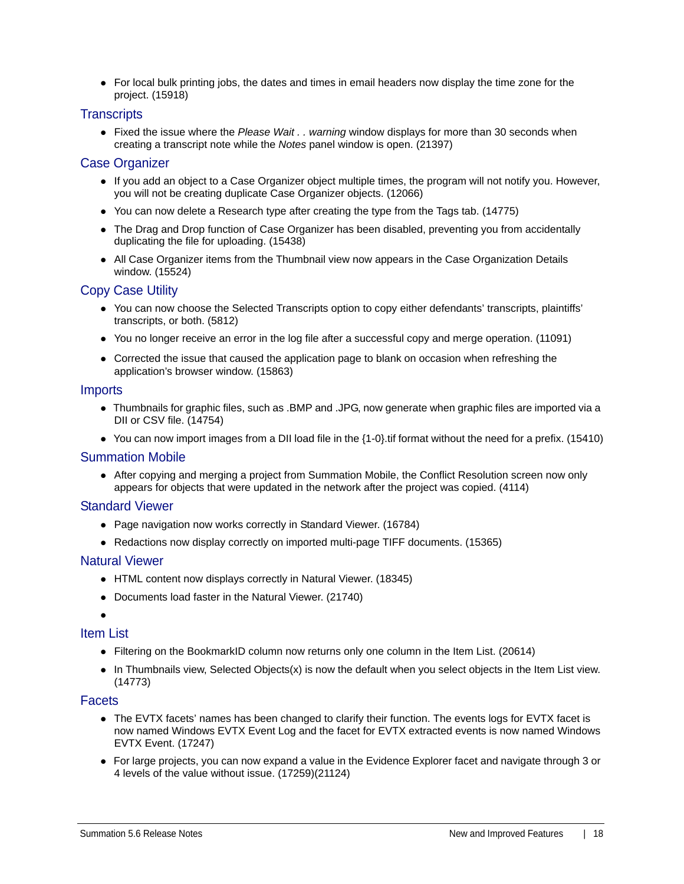- For local bulk printing jobs, the dates and times in email headers now display the time zone for the project. (15918)

## Transcripts

- Fixed the issue where the *Please Wait . . warning* window displays for more than 30 seconds when creating a transcript note while the *Notes* panel window is open. (21397)

## Case Organizer

- If you add an object to a Case Organizer object multiple times, the program will not notify you. However, you will not be creating duplicate Case Organizer objects. (12066)
- You can now delete a Research type after creating the type from the Tags tab. (14775)
- The Drag and Drop function of Case Organizer has been disabled, preventing you from accidentally duplicating the file for uploading. (15438)
- All Case Organizer items from the Thumbnail view now appears in the Case Organization Details window. (15524)

## Copy Case Utility

- You can now choose the Selected Transcripts option to copy either defendants' transcripts, plaintiffs' transcripts, or both. (5812)
- You no longer receive an error in the log file after a successful copy and merge operation. (11091)
- Corrected the issue that caused the application page to blank on occasion when refreshing the application's browser window. (15863)

## Imports

- Thumbnails for graphic files, such as .BMP and .JPG, now generate when graphic files are imported via a DII or CSV file. (14754)
- You can now import images from a DII load file in the {1-0}.tif format without the need for a prefix. (15410)

## Summation Mobile

- After copying and merging a project from Summation Mobile, the Conflict Resolution screen now only appears for objects that were updated in the network after the project was copied. (4114)

## Standard Viewer

- Page navigation now works correctly in Standard Viewer. (16784)
- Redactions now display correctly on imported multi-page TIFF documents. (15365)

## Natural Viewer

- HTML content now displays correctly in Natural Viewer. (18345)
- Documents load faster in the Natural Viewer. (21740)
- 

## Item List

- Filtering on the BookmarkID column now returns only one column in the Item List. (20614)
- In Thumbnails view, Selected Objects(x) is now the default when you select objects in the Item List view. (14773)

## Facets

- The EVTX facets' names has been changed to clarify their function. The events logs for EVTX facet is now named Windows EVTX Event Log and the facet for EVTX extracted events is now named Windows EVTX Event. (17247)
- For large projects, you can now expand a value in the Evidence Explorer facet and navigate through 3 or 4 levels of the value without issue. (17259)(21124)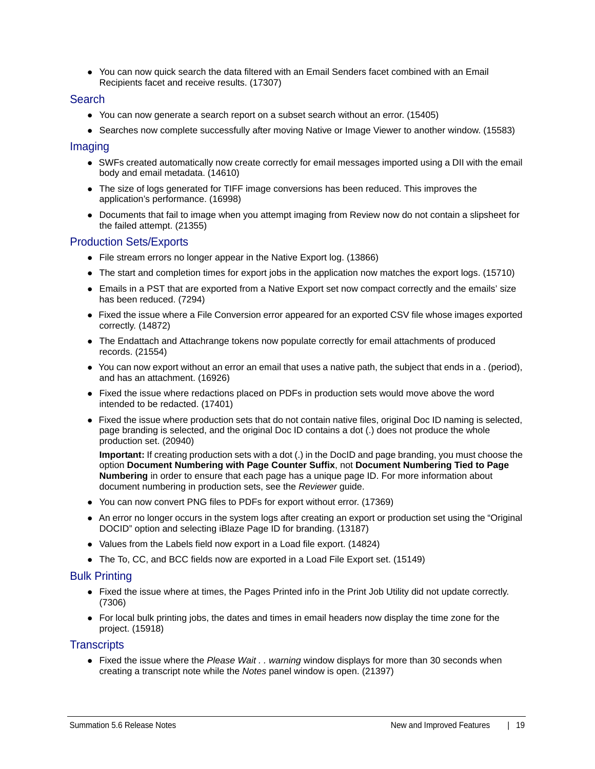- You can now quick search the data filtered with an Email Senders facet combined with an Email Recipients facet and receive results. (17307)

## Search

- You can now generate a search report on a subset search without an error. (15405)
- Searches now complete successfully after moving Native or Image Viewer to another window. (15583)

## Imaging

- SWFs created automatically now create correctly for email messages imported using a DII with the email body and email metadata. (14610)
- The size of logs generated for TIFF image conversions has been reduced. This improves the application's performance. (16998)
- Documents that fail to image when you attempt imaging from Review now do not contain a slipsheet for the failed attempt. (21355)

## Production Sets/Exports

- File stream errors no longer appear in the Native Export log. (13866)
- The start and completion times for export jobs in the application now matches the export logs. (15710)
- Emails in a PST that are exported from a Native Export set now compact correctly and the emails' size has been reduced. (7294)
- Fixed the issue where a File Conversion error appeared for an exported CSV file whose images exported correctly. (14872)
- The Endattach and Attachrange tokens now populate correctly for email attachments of produced records. (21554)
- You can now export without an error an email that uses a native path, the subject that ends in a . (period), and has an attachment. (16926)
- Fixed the issue where redactions placed on PDFs in production sets would move above the word intended to be redacted. (17401)
- Fixed the issue where production sets that do not contain native files, original Doc ID naming is selected, page branding is selected, and the original Doc ID contains a dot (.) does not produce the whole production set. (20940)

  **Important:** If creating production sets with a dot (.) in the DocID and page branding, you must choose the option **Document Numbering with Page Counter Suffix**, not **Document Numbering Tied to Page Numbering** in order to ensure that each page has a unique page ID. For more information about document numbering in production sets, see the *Reviewer* guide.

- You can now convert PNG files to PDFs for export without error. (17369)
- An error no longer occurs in the system logs after creating an export or production set using the "Original DOCID" option and selecting iBlaze Page ID for branding. (13187)
- Values from the Labels field now export in a Load file export. (14824)
- The To, CC, and BCC fields now are exported in a Load File Export set. (15149)

## Bulk Printing

- Fixed the issue where at times, the Pages Printed info in the Print Job Utility did not update correctly. (7306)
- For local bulk printing jobs, the dates and times in email headers now display the time zone for the project. (15918)

## Transcripts

- Fixed the issue where the *Please Wait . . warning* window displays for more than 30 seconds when creating a transcript note while the *Notes* panel window is open. (21397)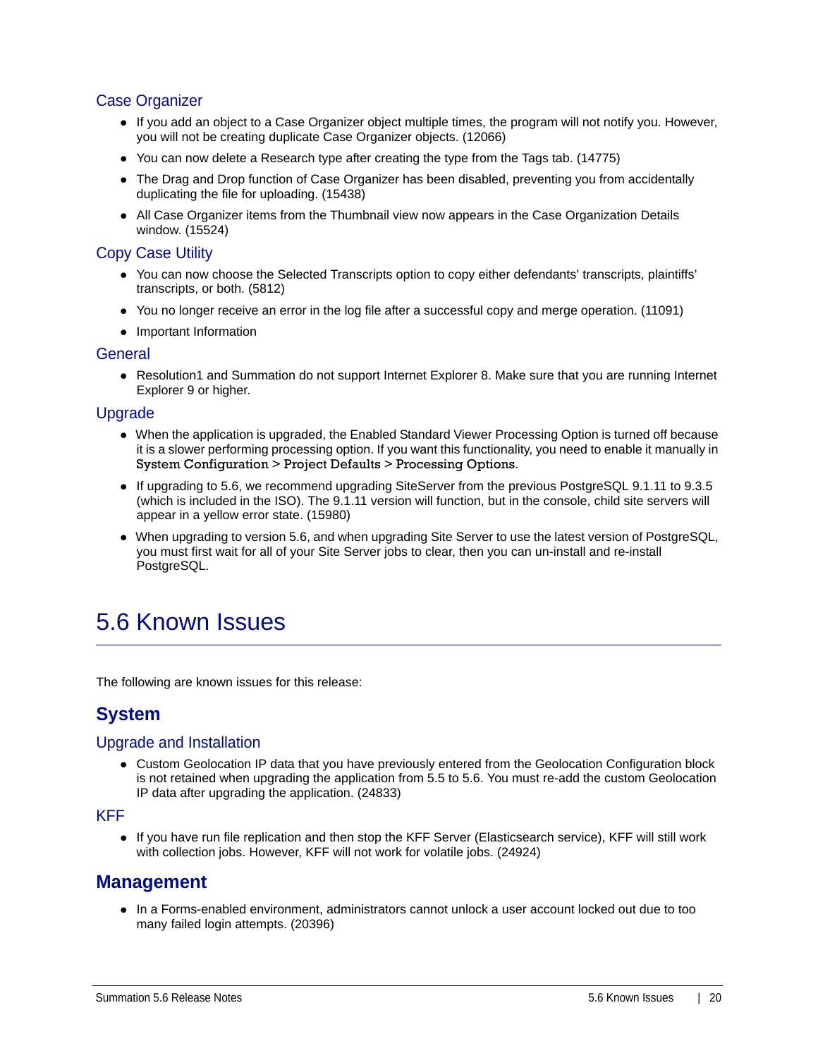### Case Organizer

- If you add an object to a Case Organizer object multiple times, the program will not notify you. However, you will not be creating duplicate Case Organizer objects. (12066)
- You can now delete a Research type after creating the type from the Tags tab. (14775)
- The Drag and Drop function of Case Organizer has been disabled, preventing you from accidentally duplicating the file for uploading. (15438)
- All Case Organizer items from the Thumbnail view now appears in the Case Organization Details window. (15524)

### Copy Case Utility

- You can now choose the Selected Transcripts option to copy either defendants' transcripts, plaintiffs' transcripts, or both. (5812)
- You no longer receive an error in the log file after a successful copy and merge operation. (11091)
- Important Information

### General

- Resolution1 and Summation do not support Internet Explorer 8. Make sure that you are running Internet Explorer 9 or higher.

### Upgrade

- When the application is upgraded, the Enabled Standard Viewer Processing Option is turned off because it is a slower performing processing option. If you want this functionality, you need to enable it manually in **System Configuration > Project Defaults > Processing Options**.
- If upgrading to 5.6, we recommend upgrading SiteServer from the previous PostgreSQL 9.1.11 to 9.3.5 (which is included in the ISO). The 9.1.11 version will function, but in the console, child site servers will appear in a yellow error state. (15980)
- When upgrading to version 5.6, and when upgrading Site Server to use the latest version of PostgreSQL, you must first wait for all of your Site Server jobs to clear, then you can un-install and re-install PostgreSQL.

# 5.6 Known Issues

The following are known issues for this release:

## System

### Upgrade and Installation

- Custom Geolocation IP data that you have previously entered from the Geolocation Configuration block is not retained when upgrading the application from 5.5 to 5.6. You must re-add the custom Geolocation IP data after upgrading the application. (24833)

### KFF

- If you have run file replication and then stop the KFF Server (Elasticsearch service), KFF will still work with collection jobs. However, KFF will not work for volatile jobs. (24924)

## Management

- In a Forms-enabled environment, administrators cannot unlock a user account locked out due to too many failed login attempts. (20396)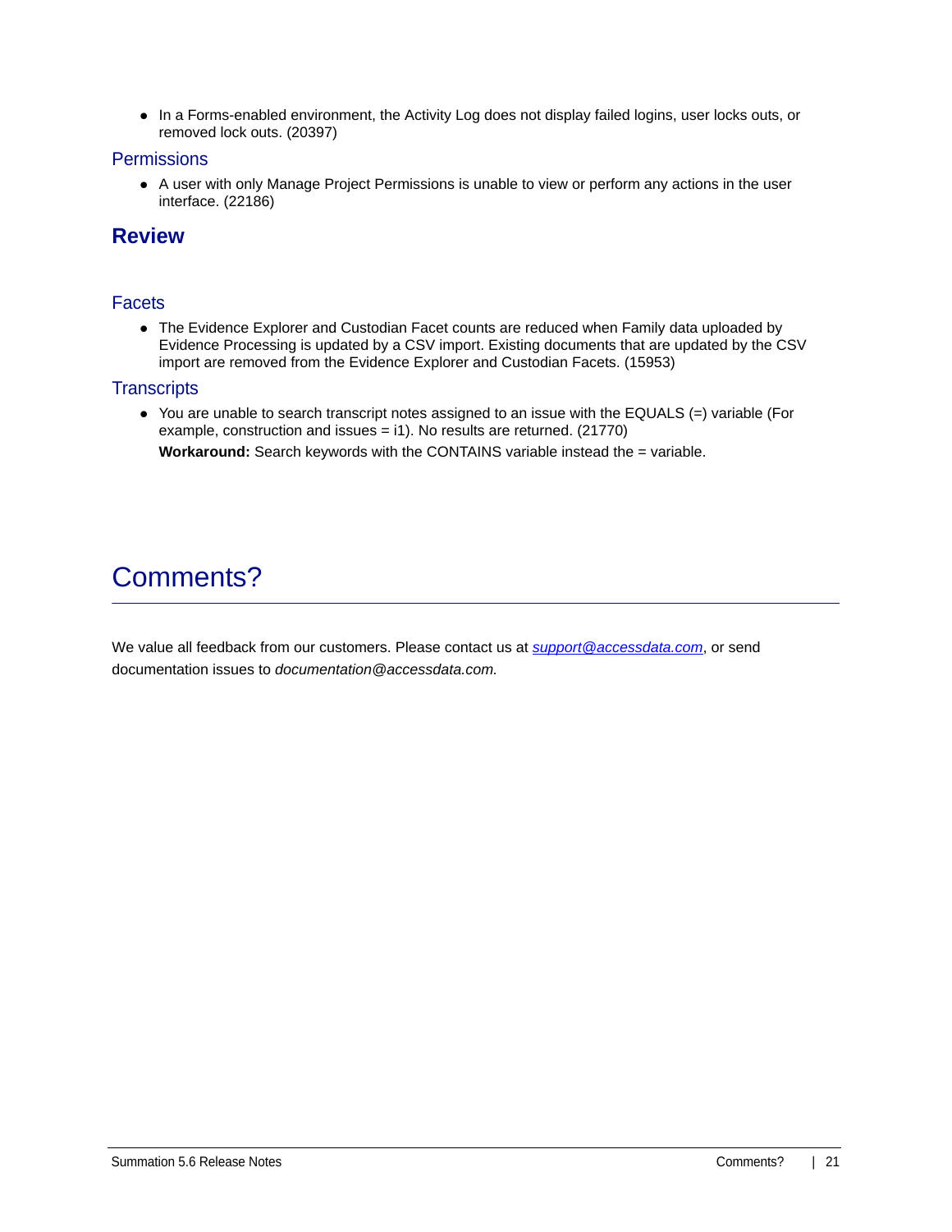- In a Forms-enabled environment, the Activity Log does not display failed logins, user locks outs, or removed lock outs. (20397)

### Permissions

- A user with only Manage Project Permissions is unable to view or perform any actions in the user interface. (22186)

## Review

### Facets

- The Evidence Explorer and Custodian Facet counts are reduced when Family data uploaded by Evidence Processing is updated by a CSV import. Existing documents that are updated by the CSV import are removed from the Evidence Explorer and Custodian Facets. (15953)

### Transcripts

- You are unable to search transcript notes assigned to an issue with the EQUALS (=) variable (For example, construction and issues = i1). No results are returned. (21770)

  **Workaround:** Search keywords with the CONTAINS variable instead the = variable.

# Comments?

We value all feedback from our customers. Please contact us at *support@accessdata.com*, or send documentation issues to *documentation@accessdata.com.*